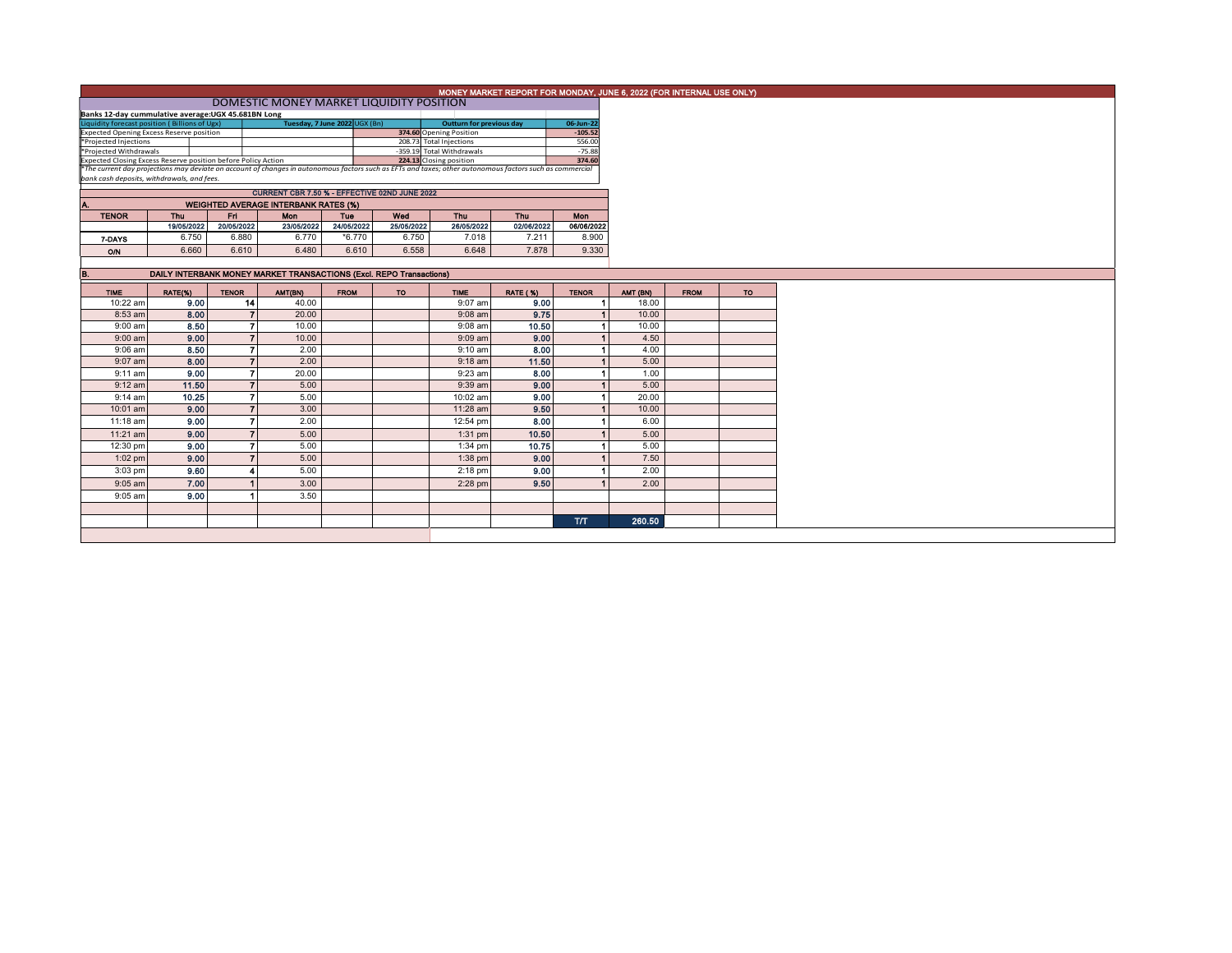# MONEY MARKET REPORT FOR MONDAY, JUNE 6, 2022 (FOR INTERNAL USE ONLY)

## DOMESTIC MONEY MARKET LIQUIDITY POSITION

**Banks 12-day cummulative average:UGX 45.681BN Long**

| Liquidity forecast position ( Billions of Ugx) | Tuesday, 7 June 2022 UGX (Bn) | Outturn for previous day | 06-Jun-22 |
|---|---|---|---|
| Expected Opening Excess Reserve position | 374.60 | Opening Position | -105.52 |
| *Projected Injections | 208.73 | Total Injections | 556.00 |
| *Projected Withdrawals | -359.19 | Total Withdrawals | -75.88 |
| Expected Closing Excess Reserve position before Policy Action | 224.13 | Closing position | 374.60 |

*The current day projections may deviate on account of changes in autonomous factors such as EFTs and taxes; other autonomous factors such as commercial bank cash deposits, withdrawals, and fees.

**CURRENT CBR 7.50 % - EFFECTIVE 02ND JUNE 2022**

### A. WEIGHTED AVERAGE INTERBANK RATES (%)

| TENOR | Thu | Fri | Mon | Tue | Wed | Thu | Thu | Mon |
|---|---|---|---|---|---|---|---|---|
| | 19/05/2022 | 20/05/2022 | 23/05/2022 | 24/05/2022 | 25/05/2022 | 26/05/2022 | 02/06/2022 | 06/06/2022 |
| 7-DAYS | 6.750 | 6.880 | 6.770 | *6.770 | 6.750 | 7.018 | 7.211 | 8.900 |
| O/N | 6.660 | 6.610 | 6.480 | 6.610 | 6.558 | 6.648 | 7.878 | 9.330 |

### B. DAILY INTERBANK MONEY MARKET TRANSACTIONS (Excl. REPO Transactions)

| TIME | RATE(%) | TENOR | AMT(BN) | FROM | TO | TIME | RATE (%) | TENOR | AMT (BN) | FROM | TO |
|---|---|---|---|---|---|---|---|---|---|---|---|
| 10:22 am | 9.00 | 14 | 40.00 | | | 9:07 am | 9.00 | 1 | 18.00 | | |
| 8:53 am | 8.00 | 7 | 20.00 | | | 9:08 am | 9.75 | 1 | 10.00 | | |
| 9:00 am | 8.50 | 7 | 10.00 | | | 9:08 am | 10.50 | 1 | 10.00 | | |
| 9:00 am | 9.00 | 7 | 10.00 | | | 9:09 am | 9.00 | 1 | 4.50 | | |
| 9:06 am | 8.50 | 7 | 2.00 | | | 9:10 am | 8.00 | 1 | 4.00 | | |
| 9:07 am | 8.00 | 7 | 2.00 | | | 9:18 am | 11.50 | 1 | 5.00 | | |
| 9:11 am | 9.00 | 7 | 20.00 | | | 9:23 am | 8.00 | 1 | 1.00 | | |
| 9:12 am | 11.50 | 7 | 5.00 | | | 9:39 am | 9.00 | 1 | 5.00 | | |
| 9:14 am | 10.25 | 7 | 5.00 | | | 10:02 am | 9.00 | 1 | 20.00 | | |
| 10:01 am | 9.00 | 7 | 3.00 | | | 11:28 am | 9.50 | 1 | 10.00 | | |
| 11:18 am | 9.00 | 7 | 2.00 | | | 12:54 pm | 8.00 | 1 | 6.00 | | |
| 11:21 am | 9.00 | 7 | 5.00 | | | 1:31 pm | 10.50 | 1 | 5.00 | | |
| 12:30 pm | 9.00 | 7 | 5.00 | | | 1:34 pm | 10.75 | 1 | 5.00 | | |
| 1:02 pm | 9.00 | 7 | 5.00 | | | 1:38 pm | 9.00 | 1 | 7.50 | | |
| 3:03 pm | 9.60 | 4 | 5.00 | | | 2:18 pm | 9.00 | 1 | 2.00 | | |
| 9:05 am | 7.00 | 1 | 3.00 | | | 2:28 pm | 9.50 | 1 | 2.00 | | |
| 9:05 am | 9.00 | 1 | 3.50 | | | | | | | | |
| | | | | | | | | T/T | 260.50 | | |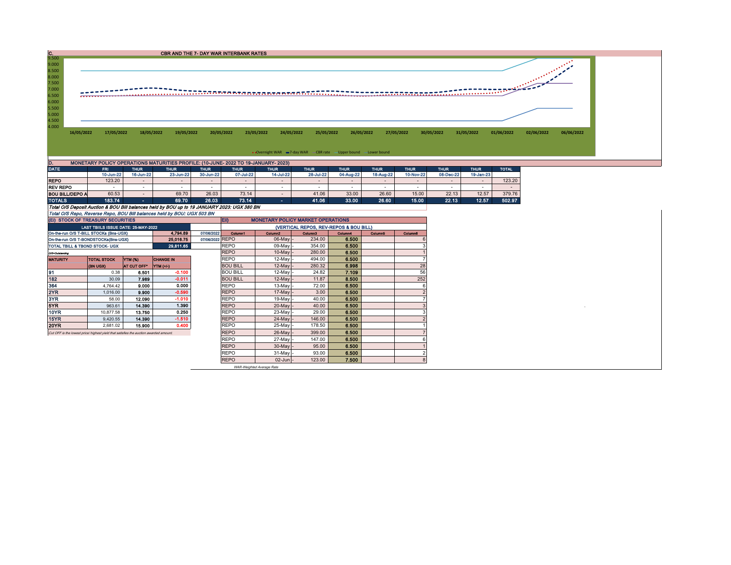## C. CBR AND THE 7- DAY WAR INTERBANK RATES

Overnight WAR · 7-day WAR · CBR rate · Upper bound · Lower bound

16/05/2022 17/05/2022 18/05/2022 19/05/2022 20/05/2022 23/05/2022 24/05/2022 25/05/2022 26/05/2022 27/05/2022 30/05/2022 31/05/2022 01/06/2022 02/06/2022 06/06/2022

## D. MONETARY POLICY OPERATIONS MATURITIES PROFILE: (10-JUNE- 2022 TO 19-JANUARY- 2023)

| DATE | FRI | THUR | THUR | THUR | THUR | THUR | THUR | THUR | THUR | THUR | THUR | THUR | TOTAL |
|---|---|---|---|---|---|---|---|---|---|---|---|---|---|
| | 10-Jun-22 | 16-Jun-22 | 23-Jun-22 | 30-Jun-22 | 07-Jul-22 | 14-Jul-22 | 28-Jul-22 | 04-Aug-22 | 18-Aug-22 | 10-Nov-22 | 08-Dec-22 | 19-Jan-23 | |
| REPO | 123.20 | - | - | - | - | - | - | - | - | - | - | - | 123.20 |
| REV REPO | - | - | - | - | - | - | - | - | - | - | - | - | - |
| BOU BILL/DEPO A | 60.53 | - | 69.70 | 26.03 | 73.14 | - | 41.06 | 33.00 | 26.60 | 15.00 | 22.13 | 12.57 | 379.76 |
| TOTALS | 183.74 | - | 69.70 | 26.03 | 73.14 | - | 41.06 | 33.00 | 26.60 | 15.00 | 22.13 | 12.57 | 502.97 |

*Total O/S Deposit Auction & BOU Bill balances held by BOU up to 19 JANUARY 2023: UGX 380 BN*

*Total O/S Repo, Reverse Repo, BOU Bill balances held by BOU: UGX 503 BN*

## (EI) STOCK OF TREASURY SECURITIES

| LAST TBIILS ISSUE DATE: 25-MAY-2022 | | |
|---|---|---|
| On-the-run O/S T-BILL STOCKs (Bns-UGX) | 4,794.89 | 07/06/2022 |
| On-the-run O/S T-BONDSTOCKs(Bns-UGX) | 25,016.75 | 07/06/2022 |
| TOTAL TBILL & TBOND STOCK- UGX | 29,811.65 | |

O/S=Outstanding

| MATURITY | TOTAL STOCK (BN UGX) | YTM (%) AT CUT OFF* | CHANGE IN YTM (+/-) |
|---|---|---|---|
| 91 | 0.38 | 6.501 | -0.100 |
| 182 | 30.09 | 7.989 | -0.011 |
| 364 | 4,764.42 | 9.000 | 0.000 |
| 2YR | 1,016.00 | 9.900 | -0.590 |
| 3YR | 58.00 | 12.090 | -1.010 |
| 5YR | 963.61 | 14.390 | 1.390 |
| 10YR | 10,877.58 | 13.750 | 0.250 |
| 15YR | 9,420.55 | 14.390 | -1.510 |
| 20YR | 2,681.02 | 15.900 | 0.400 |

*Cut OFF is the lowest price/ highest yield that satisfies the auction awarded amount.*

## EII) MONETARY POLICY MARKET OPERATIONS

(VERTICAL REPOS, REV-REPOS & BOU BILL)

| Column1 | Column2 | Column3 | Column4 | Column5 | Column6 |
|---|---|---|---|---|---|
| REPO | 06-May - | 234.00 | 6.500 | | 6 |
| REPO | 09-May - | 354.00 | 6.500 | | 3 |
| REPO | 10-May - | 280.00 | 6.500 | | 1 |
| REPO | 12-May - | 494.00 | 6.500 | | 7 |
| BOU BILL | 12-May - | 280.32 | 6.998 | | 28 |
| BOU BILL | 12-May - | 24.82 | 7.109 | | 56 |
| BOU BILL | 12-May - | 11.87 | 8.500 | | 252 |
| REPO | 13-May - | 72.00 | 6.500 | | 6 |
| REPO | 17-May - | 3.00 | 6.500 | | 2 |
| REPO | 19-May - | 40.00 | 6.500 | | 7 |
| REPO | 20-May - | 40.00 | 6.500 | | 3 |
| REPO | 23-May - | 29.00 | 6.500 | | 3 |
| REPO | 24-May - | 146.00 | 6.500 | | 2 |
| REPO | 25-May - | 178.50 | 6.500 | | 1 |
| REPO | 26-May - | 399.00 | 6.500 | | 7 |
| REPO | 27-May - | 147.00 | 6.500 | | 6 |
| REPO | 30-May - | 95.00 | 6.500 | | 1 |
| REPO | 31-May - | 93.00 | 6.500 | | 2 |
| REPO | 02-Jun - | 123.00 | 7.500 | | 8 |

*WAR-Weighted Average Rate*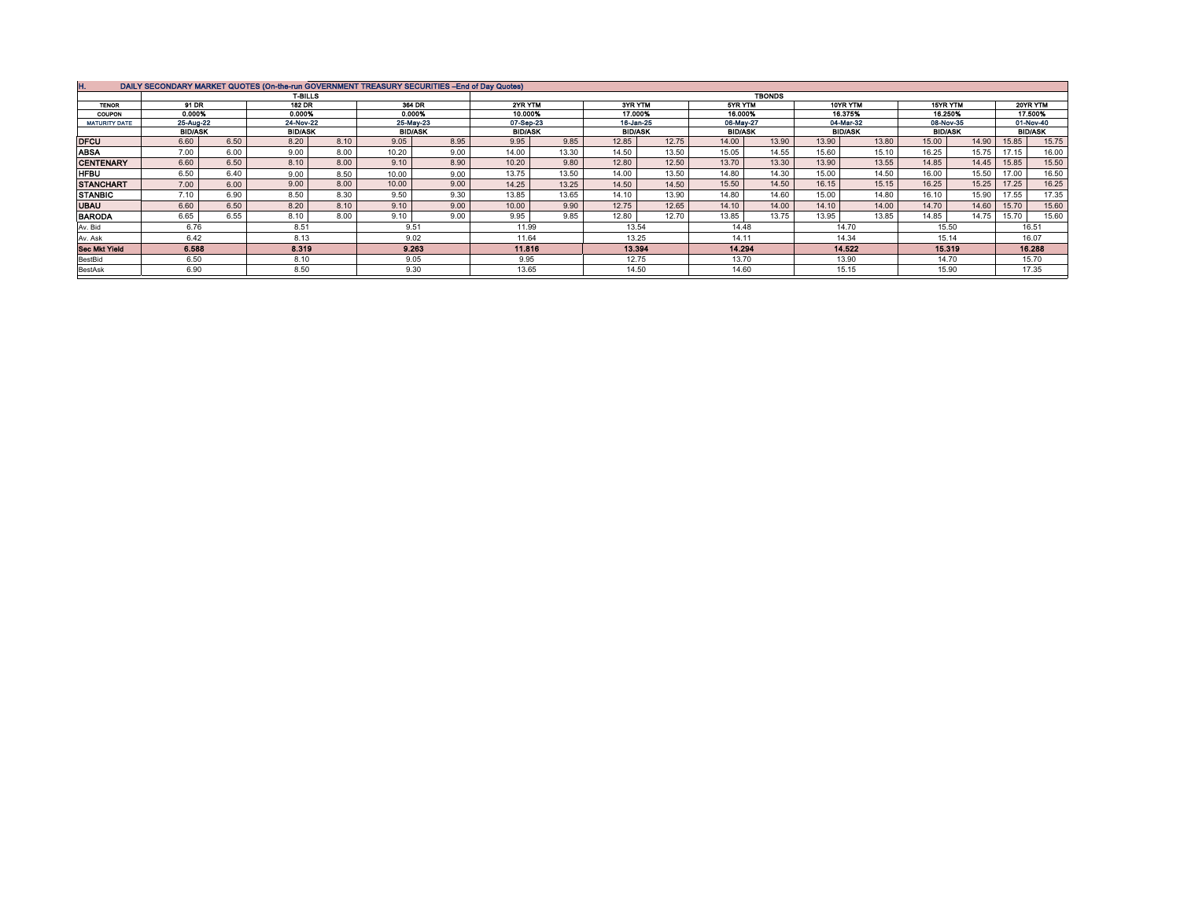## H. DAILY SECONDARY MARKET QUOTES (On-the-run GOVERNMENT TREASURY SECURITIES –End of Day Quotes)

| | T-BILLS | | | | | | TBONDS | | | | | | | | | | | |
|---|---|---|---|---|---|---|---|---|---|---|---|---|---|---|---|---|---|---|
| TENOR | 91 DR | | 182 DR | | 364 DR | | 2YR YTM | | 3YR YTM | | 5YR YTM | | 10YR YTM | | 15YR YTM | | 20YR YTM | |
| COUPON | 0.000% | | 0.000% | | 0.000% | | 10.000% | | 17.000% | | 16.000% | | 16.375% | | 16.250% | | 17.500% | |
| MATURITY DATE | 25-Aug-22 | | 24-Nov-22 | | 25-May-23 | | 07-Sep-23 | | 16-Jan-25 | | 08-May-27 | | 04-Mar-32 | | 08-Nov-35 | | 01-Nov-40 | |
| | BID/ASK | | BID/ASK | | BID/ASK | | BID/ASK | | BID/ASK | | BID/ASK | | BID/ASK | | BID/ASK | | BID/ASK | |
| DFCU | 6.60 | 6.50 | 8.20 | 8.10 | 9.05 | 8.95 | 9.95 | 9.85 | 12.85 | 12.75 | 14.00 | 13.90 | 13.90 | 13.80 | 15.00 | 14.90 | 15.85 | 15.75 |
| ABSA | 7.00 | 6.00 | 9.00 | 8.00 | 10.20 | 9.00 | 14.00 | 13.30 | 14.50 | 13.50 | 15.05 | 14.55 | 15.60 | 15.10 | 16.25 | 15.75 | 17.15 | 16.00 |
| CENTENARY | 6.60 | 6.50 | 8.10 | 8.00 | 9.10 | 8.90 | 10.20 | 9.80 | 12.80 | 12.50 | 13.70 | 13.30 | 13.90 | 13.55 | 14.85 | 14.45 | 15.85 | 15.50 |
| HFBU | 6.50 | 6.40 | 9.00 | 8.50 | 10.00 | 9.00 | 13.75 | 13.50 | 14.00 | 13.50 | 14.80 | 14.30 | 15.00 | 14.50 | 16.00 | 15.50 | 17.00 | 16.50 |
| STANCHART | 7.00 | 6.00 | 9.00 | 8.00 | 10.00 | 9.00 | 14.25 | 13.25 | 14.50 | 14.50 | 15.50 | 14.50 | 16.15 | 15.15 | 16.25 | 15.25 | 17.25 | 16.25 |
| STANBIC | 7.10 | 6.90 | 8.50 | 8.30 | 9.50 | 9.30 | 13.85 | 13.65 | 14.10 | 13.90 | 14.80 | 14.60 | 15.00 | 14.80 | 16.10 | 15.90 | 17.55 | 17.35 |
| UBAU | 6.60 | 6.50 | 8.20 | 8.10 | 9.10 | 9.00 | 10.00 | 9.90 | 12.75 | 12.65 | 14.10 | 14.00 | 14.10 | 14.00 | 14.70 | 14.60 | 15.70 | 15.60 |
| BARODA | 6.65 | 6.55 | 8.10 | 8.00 | 9.10 | 9.00 | 9.95 | 9.85 | 12.80 | 12.70 | 13.85 | 13.75 | 13.95 | 13.85 | 14.85 | 14.75 | 15.70 | 15.60 |
| Av. Bid | 6.76 | | 8.51 | | 9.51 | | 11.99 | | 13.54 | | 14.48 | | 14.70 | | 15.50 | | 16.51 | |
| Av. Ask | 6.42 | | 8.13 | | 9.02 | | 11.64 | | 13.25 | | 14.11 | | 14.34 | | 15.14 | | 16.07 | |
| **Sec Mkt Yield** | **6.588** | | **8.319** | | **9.263** | | **11.816** | | **13.394** | | **14.294** | | **14.522** | | **15.319** | | **16.288** | |
| BestBid | 6.50 | | 8.10 | | 9.05 | | 9.95 | | 12.75 | | 13.70 | | 13.90 | | 14.70 | | 15.70 | |
| BestAsk | 6.90 | | 8.50 | | 9.30 | | 13.65 | | 14.50 | | 14.60 | | 15.15 | | 15.90 | | 17.35 | |